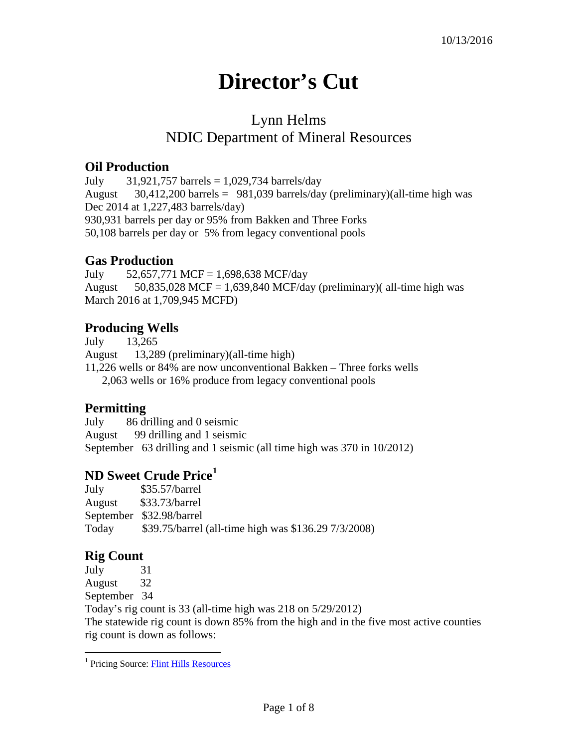10/13/2016

# Director's Cut

## Lynn Helms
## NDIC Department of Mineral Resources

### Oil Production

July 31,921,757 barrels = 1,029,734 barrels/day
August 30,412,200 barrels = 981,039 barrels/day (preliminary)(all-time high was Dec 2014 at 1,227,483 barrels/day)
930,931 barrels per day or 95% from Bakken and Three Forks
50,108 barrels per day or 5% from legacy conventional pools

### Gas Production

July 52,657,771 MCF = 1,698,638 MCF/day
August 50,835,028 MCF = 1,639,840 MCF/day (preliminary)( all-time high was March 2016 at 1,709,945 MCFD)

### Producing Wells

July 13,265
August 13,289 (preliminary)(all-time high)
11,226 wells or 84% are now unconventional Bakken – Three forks wells
2,063 wells or 16% produce from legacy conventional pools

### Permitting

July 86 drilling and 0 seismic
August 99 drilling and 1 seismic
September 63 drilling and 1 seismic (all time high was 370 in 10/2012)

### ND Sweet Crude Price[1]

July $35.57/barrel
August $33.73/barrel
September $32.98/barrel
Today $39.75/barrel (all-time high was $136.29 7/3/2008)

### Rig Count

July 31
August 32
September 34
Today's rig count is 33 (all-time high was 218 on 5/29/2012)
The statewide rig count is down 85% from the high and in the five most active counties rig count is down as follows:

[1] Pricing Source: Flint Hills Resources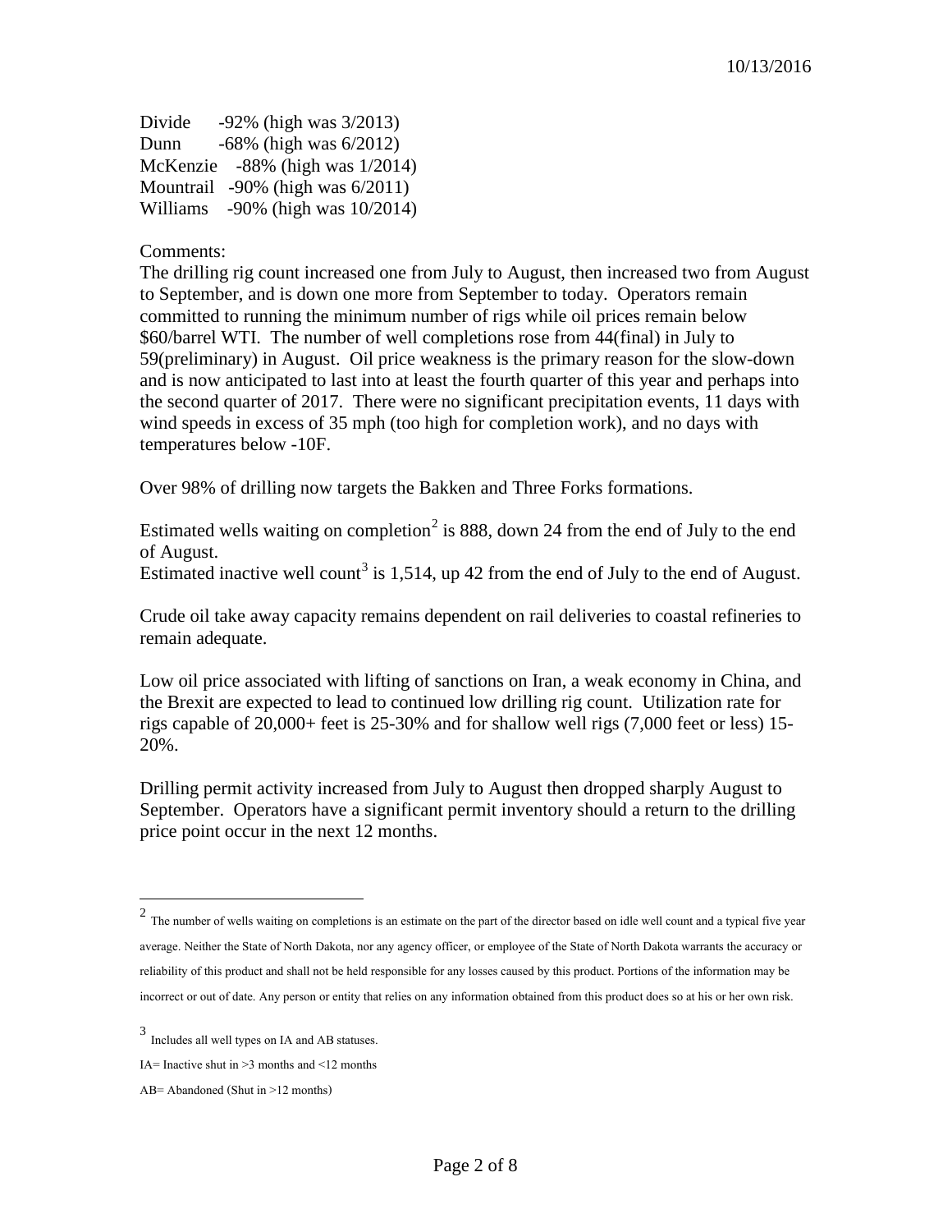Divide -92% (high was 3/2013)
Dunn -68% (high was 6/2012)
McKenzie -88% (high was 1/2014)
Mountrail -90% (high was 6/2011)
Williams -90% (high was 10/2014)

Comments:
The drilling rig count increased one from July to August, then increased two from August to September, and is down one more from September to today. Operators remain committed to running the minimum number of rigs while oil prices remain below $60/barrel WTI. The number of well completions rose from 44(final) in July to 59(preliminary) in August. Oil price weakness is the primary reason for the slow-down and is now anticipated to last into at least the fourth quarter of this year and perhaps into the second quarter of 2017. There were no significant precipitation events, 11 days with wind speeds in excess of 35 mph (too high for completion work), and no days with temperatures below -10F.

Over 98% of drilling now targets the Bakken and Three Forks formations.

Estimated wells waiting on completion[2] is 888, down 24 from the end of July to the end of August.
Estimated inactive well count[3] is 1,514, up 42 from the end of July to the end of August.

Crude oil take away capacity remains dependent on rail deliveries to coastal refineries to remain adequate.

Low oil price associated with lifting of sanctions on Iran, a weak economy in China, and the Brexit are expected to lead to continued low drilling rig count. Utilization rate for rigs capable of 20,000+ feet is 25-30% and for shallow well rigs (7,000 feet or less) 15-20%.

Drilling permit activity increased from July to August then dropped sharply August to September. Operators have a significant permit inventory should a return to the drilling price point occur in the next 12 months.

---

[2] The number of wells waiting on completions is an estimate on the part of the director based on idle well count and a typical five year average. Neither the State of North Dakota, nor any agency officer, or employee of the State of North Dakota warrants the accuracy or reliability of this product and shall not be held responsible for any losses caused by this product. Portions of the information may be incorrect or out of date. Any person or entity that relies on any information obtained from this product does so at his or her own risk.

[3] Includes all well types on IA and AB statuses.

IA= Inactive shut in >3 months and <12 months

AB= Abandoned (Shut in >12 months)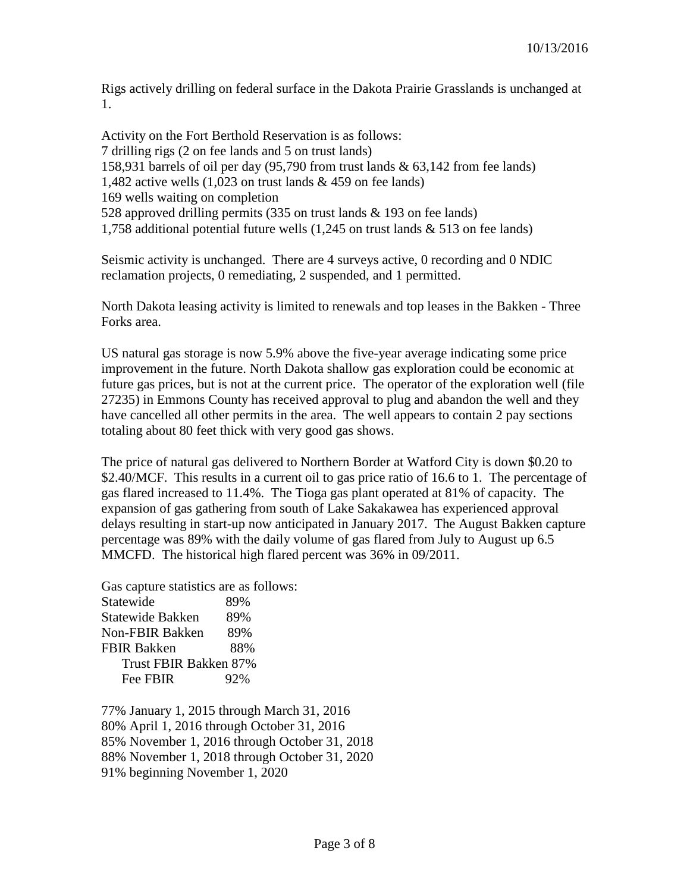10/13/2016

Rigs actively drilling on federal surface in the Dakota Prairie Grasslands is unchanged at 1.

Activity on the Fort Berthold Reservation is as follows:
7 drilling rigs (2 on fee lands and 5 on trust lands)
158,931 barrels of oil per day (95,790 from trust lands & 63,142 from fee lands)
1,482 active wells (1,023 on trust lands & 459 on fee lands)
169 wells waiting on completion
528 approved drilling permits (335 on trust lands & 193 on fee lands)
1,758 additional potential future wells (1,245 on trust lands & 513 on fee lands)

Seismic activity is unchanged. There are 4 surveys active, 0 recording and 0 NDIC reclamation projects, 0 remediating, 2 suspended, and 1 permitted.

North Dakota leasing activity is limited to renewals and top leases in the Bakken - Three Forks area.

US natural gas storage is now 5.9% above the five-year average indicating some price improvement in the future. North Dakota shallow gas exploration could be economic at future gas prices, but is not at the current price. The operator of the exploration well (file 27235) in Emmons County has received approval to plug and abandon the well and they have cancelled all other permits in the area. The well appears to contain 2 pay sections totaling about 80 feet thick with very good gas shows.

The price of natural gas delivered to Northern Border at Watford City is down $0.20 to $2.40/MCF. This results in a current oil to gas price ratio of 16.6 to 1. The percentage of gas flared increased to 11.4%. The Tioga gas plant operated at 81% of capacity. The expansion of gas gathering from south of Lake Sakakawea has experienced approval delays resulting in start-up now anticipated in January 2017. The August Bakken capture percentage was 89% with the daily volume of gas flared from July to August up 6.5 MMCFD. The historical high flared percent was 36% in 09/2011.

Gas capture statistics are as follows:

| | |
|---|---|
| Statewide | 89% |
| Statewide Bakken | 89% |
| Non-FBIR Bakken | 89% |
| FBIR Bakken | 88% |
| Trust FBIR Bakken | 87% |
| Fee FBIR | 92% |

77% January 1, 2015 through March 31, 2016
80% April 1, 2016 through October 31, 2016
85% November 1, 2016 through October 31, 2018
88% November 1, 2018 through October 31, 2020
91% beginning November 1, 2020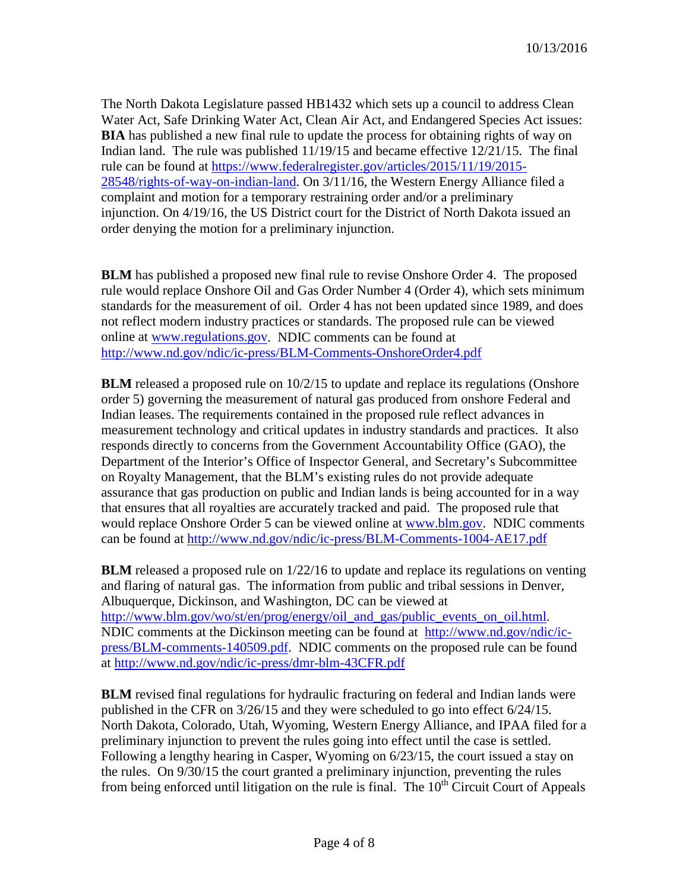The North Dakota Legislature passed HB1432 which sets up a council to address Clean Water Act, Safe Drinking Water Act, Clean Air Act, and Endangered Species Act issues: **BIA** has published a new final rule to update the process for obtaining rights of way on Indian land. The rule was published 11/19/15 and became effective 12/21/15. The final rule can be found at https://www.federalregister.gov/articles/2015/11/19/2015-28548/rights-of-way-on-indian-land. On 3/11/16, the Western Energy Alliance filed a complaint and motion for a temporary restraining order and/or a preliminary injunction. On 4/19/16, the US District court for the District of North Dakota issued an order denying the motion for a preliminary injunction.

**BLM** has published a proposed new final rule to revise Onshore Order 4. The proposed rule would replace Onshore Oil and Gas Order Number 4 (Order 4), which sets minimum standards for the measurement of oil. Order 4 has not been updated since 1989, and does not reflect modern industry practices or standards. The proposed rule can be viewed online at www.regulations.gov. NDIC comments can be found at http://www.nd.gov/ndic/ic-press/BLM-Comments-OnshoreOrder4.pdf

**BLM** released a proposed rule on 10/2/15 to update and replace its regulations (Onshore order 5) governing the measurement of natural gas produced from onshore Federal and Indian leases. The requirements contained in the proposed rule reflect advances in measurement technology and critical updates in industry standards and practices. It also responds directly to concerns from the Government Accountability Office (GAO), the Department of the Interior's Office of Inspector General, and Secretary's Subcommittee on Royalty Management, that the BLM's existing rules do not provide adequate assurance that gas production on public and Indian lands is being accounted for in a way that ensures that all royalties are accurately tracked and paid. The proposed rule that would replace Onshore Order 5 can be viewed online at www.blm.gov. NDIC comments can be found at http://www.nd.gov/ndic/ic-press/BLM-Comments-1004-AE17.pdf

**BLM** released a proposed rule on 1/22/16 to update and replace its regulations on venting and flaring of natural gas. The information from public and tribal sessions in Denver, Albuquerque, Dickinson, and Washington, DC can be viewed at http://www.blm.gov/wo/st/en/prog/energy/oil_and_gas/public_events_on_oil.html. NDIC comments at the Dickinson meeting can be found at http://www.nd.gov/ndic/ic-press/BLM-comments-140509.pdf. NDIC comments on the proposed rule can be found at http://www.nd.gov/ndic/ic-press/dmr-blm-43CFR.pdf

**BLM** revised final regulations for hydraulic fracturing on federal and Indian lands were published in the CFR on 3/26/15 and they were scheduled to go into effect 6/24/15. North Dakota, Colorado, Utah, Wyoming, Western Energy Alliance, and IPAA filed for a preliminary injunction to prevent the rules going into effect until the case is settled. Following a lengthy hearing in Casper, Wyoming on 6/23/15, the court issued a stay on the rules. On 9/30/15 the court granted a preliminary injunction, preventing the rules from being enforced until litigation on the rule is final. The 10th Circuit Court of Appeals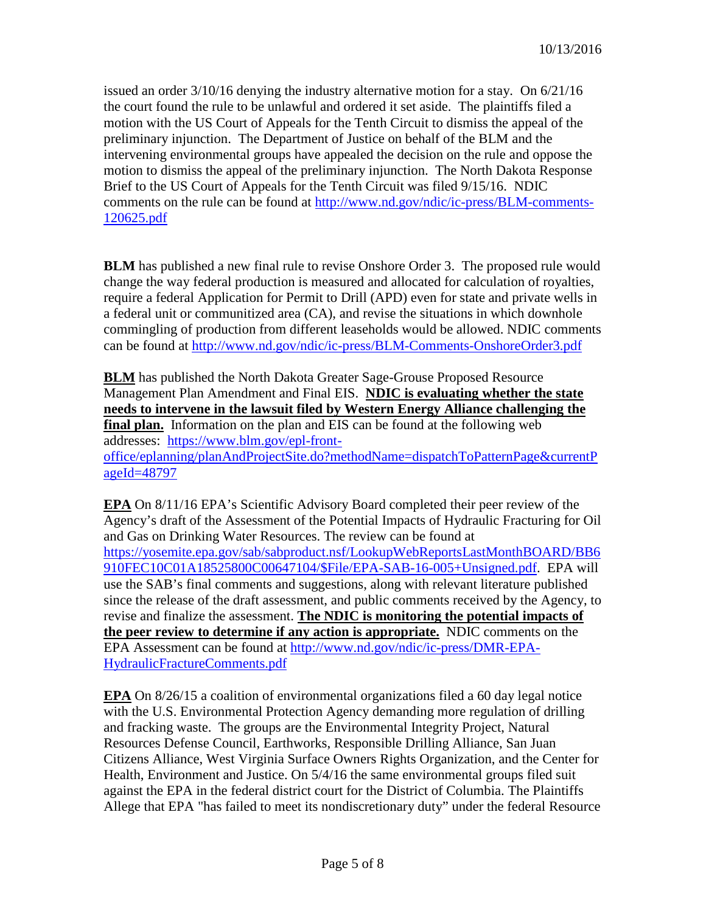issued an order 3/10/16 denying the industry alternative motion for a stay. On 6/21/16 the court found the rule to be unlawful and ordered it set aside. The plaintiffs filed a motion with the US Court of Appeals for the Tenth Circuit to dismiss the appeal of the preliminary injunction. The Department of Justice on behalf of the BLM and the intervening environmental groups have appealed the decision on the rule and oppose the motion to dismiss the appeal of the preliminary injunction. The North Dakota Response Brief to the US Court of Appeals for the Tenth Circuit was filed 9/15/16. NDIC comments on the rule can be found at http://www.nd.gov/ndic/ic-press/BLM-comments-120625.pdf

**BLM** has published a new final rule to revise Onshore Order 3. The proposed rule would change the way federal production is measured and allocated for calculation of royalties, require a federal Application for Permit to Drill (APD) even for state and private wells in a federal unit or communitized area (CA), and revise the situations in which downhole commingling of production from different leaseholds would be allowed. NDIC comments can be found at http://www.nd.gov/ndic/ic-press/BLM-Comments-OnshoreOrder3.pdf

**BLM** has published the North Dakota Greater Sage-Grouse Proposed Resource Management Plan Amendment and Final EIS. **NDIC is evaluating whether the state needs to intervene in the lawsuit filed by Western Energy Alliance challenging the final plan.** Information on the plan and EIS can be found at the following web addresses: https://www.blm.gov/epl-front-office/eplanning/planAndProjectSite.do?methodName=dispatchToPatternPage&currentPageId=48797

**EPA** On 8/11/16 EPA's Scientific Advisory Board completed their peer review of the Agency's draft of the Assessment of the Potential Impacts of Hydraulic Fracturing for Oil and Gas on Drinking Water Resources. The review can be found at https://yosemite.epa.gov/sab/sabproduct.nsf/LookupWebReportsLastMonthBOARD/BB6910FEC10C01A18525800C00647104/$File/EPA-SAB-16-005+Unsigned.pdf. EPA will use the SAB's final comments and suggestions, along with relevant literature published since the release of the draft assessment, and public comments received by the Agency, to revise and finalize the assessment. **The NDIC is monitoring the potential impacts of the peer review to determine if any action is appropriate.** NDIC comments on the EPA Assessment can be found at http://www.nd.gov/ndic/ic-press/DMR-EPA-HydraulicFractureComments.pdf

**EPA** On 8/26/15 a coalition of environmental organizations filed a 60 day legal notice with the U.S. Environmental Protection Agency demanding more regulation of drilling and fracking waste. The groups are the Environmental Integrity Project, Natural Resources Defense Council, Earthworks, Responsible Drilling Alliance, San Juan Citizens Alliance, West Virginia Surface Owners Rights Organization, and the Center for Health, Environment and Justice. On 5/4/16 the same environmental groups filed suit against the EPA in the federal district court for the District of Columbia. The Plaintiffs Allege that EPA "has failed to meet its nondiscretionary duty" under the federal Resource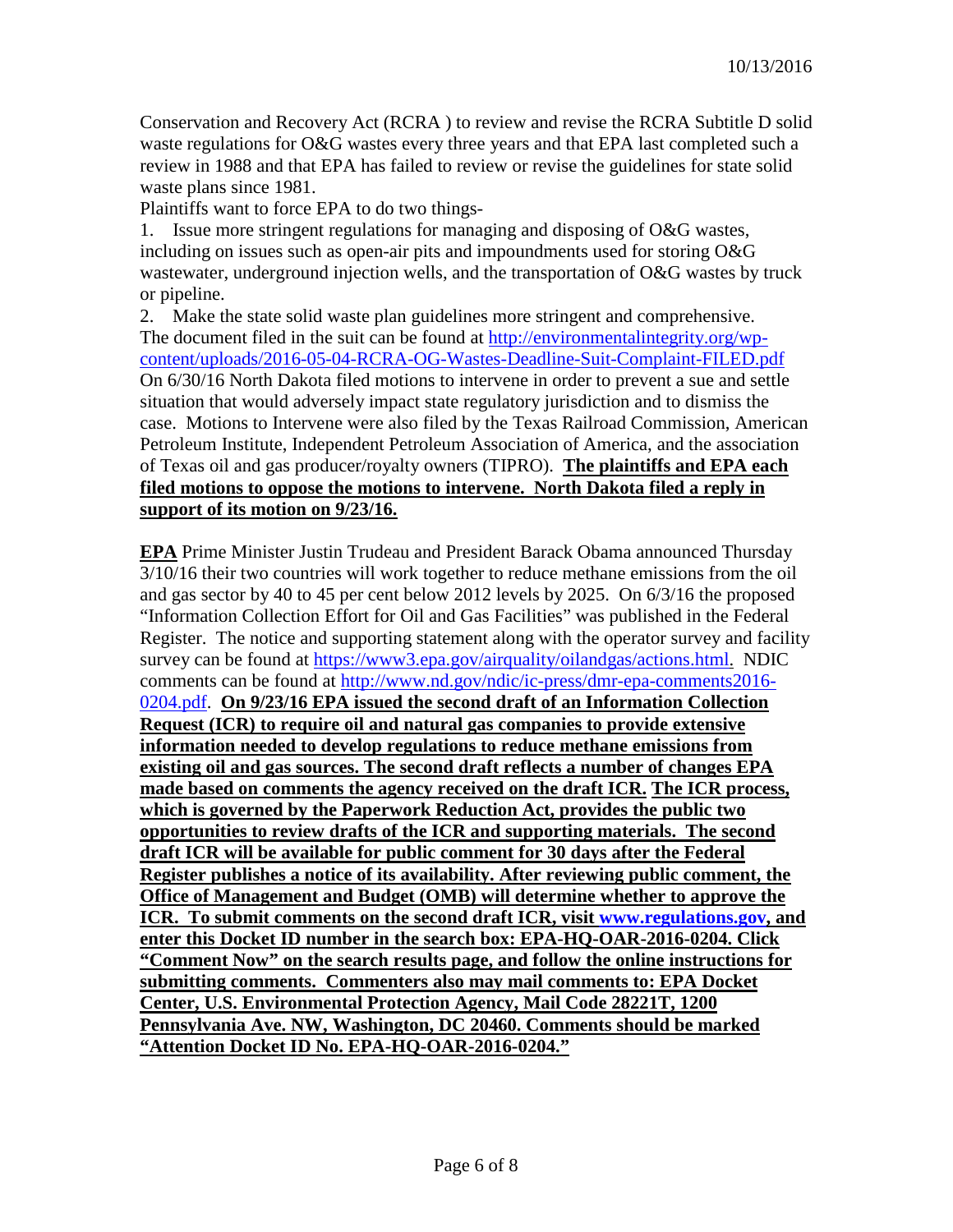Conservation and Recovery Act (RCRA ) to review and revise the RCRA Subtitle D solid waste regulations for O&G wastes every three years and that EPA last completed such a review in 1988 and that EPA has failed to review or revise the guidelines for state solid waste plans since 1981.

Plaintiffs want to force EPA to do two things-

1. Issue more stringent regulations for managing and disposing of O&G wastes, including on issues such as open-air pits and impoundments used for storing O&G wastewater, underground injection wells, and the transportation of O&G wastes by truck or pipeline.
2. Make the state solid waste plan guidelines more stringent and comprehensive.

The document filed in the suit can be found at http://environmentalintegrity.org/wp-content/uploads/2016-05-04-RCRA-OG-Wastes-Deadline-Suit-Complaint-FILED.pdf
On 6/30/16 North Dakota filed motions to intervene in order to prevent a sue and settle situation that would adversely impact state regulatory jurisdiction and to dismiss the case. Motions to Intervene were also filed by the Texas Railroad Commission, American Petroleum Institute, Independent Petroleum Association of America, and the association of Texas oil and gas producer/royalty owners (TIPRO). **The plaintiffs and EPA each filed motions to oppose the motions to intervene. North Dakota filed a reply in support of its motion on 9/23/16.**

**EPA** Prime Minister Justin Trudeau and President Barack Obama announced Thursday 3/10/16 their two countries will work together to reduce methane emissions from the oil and gas sector by 40 to 45 per cent below 2012 levels by 2025. On 6/3/16 the proposed "Information Collection Effort for Oil and Gas Facilities" was published in the Federal Register. The notice and supporting statement along with the operator survey and facility survey can be found at https://www3.epa.gov/airquality/oilandgas/actions.html. NDIC comments can be found at http://www.nd.gov/ndic/ic-press/dmr-epa-comments2016-0204.pdf. **On 9/23/16 EPA issued the second draft of an Information Collection Request (ICR) to require oil and natural gas companies to provide extensive information needed to develop regulations to reduce methane emissions from existing oil and gas sources. The second draft reflects a number of changes EPA made based on comments the agency received on the draft ICR. The ICR process, which is governed by the Paperwork Reduction Act, provides the public two opportunities to review drafts of the ICR and supporting materials. The second draft ICR will be available for public comment for 30 days after the Federal Register publishes a notice of its availability. After reviewing public comment, the Office of Management and Budget (OMB) will determine whether to approve the ICR. To submit comments on the second draft ICR, visit www.regulations.gov, and enter this Docket ID number in the search box: EPA-HQ-OAR-2016-0204. Click "Comment Now" on the search results page, and follow the online instructions for submitting comments. Commenters also may mail comments to: EPA Docket Center, U.S. Environmental Protection Agency, Mail Code 28221T, 1200 Pennsylvania Ave. NW, Washington, DC 20460. Comments should be marked "Attention Docket ID No. EPA-HQ-OAR-2016-0204."**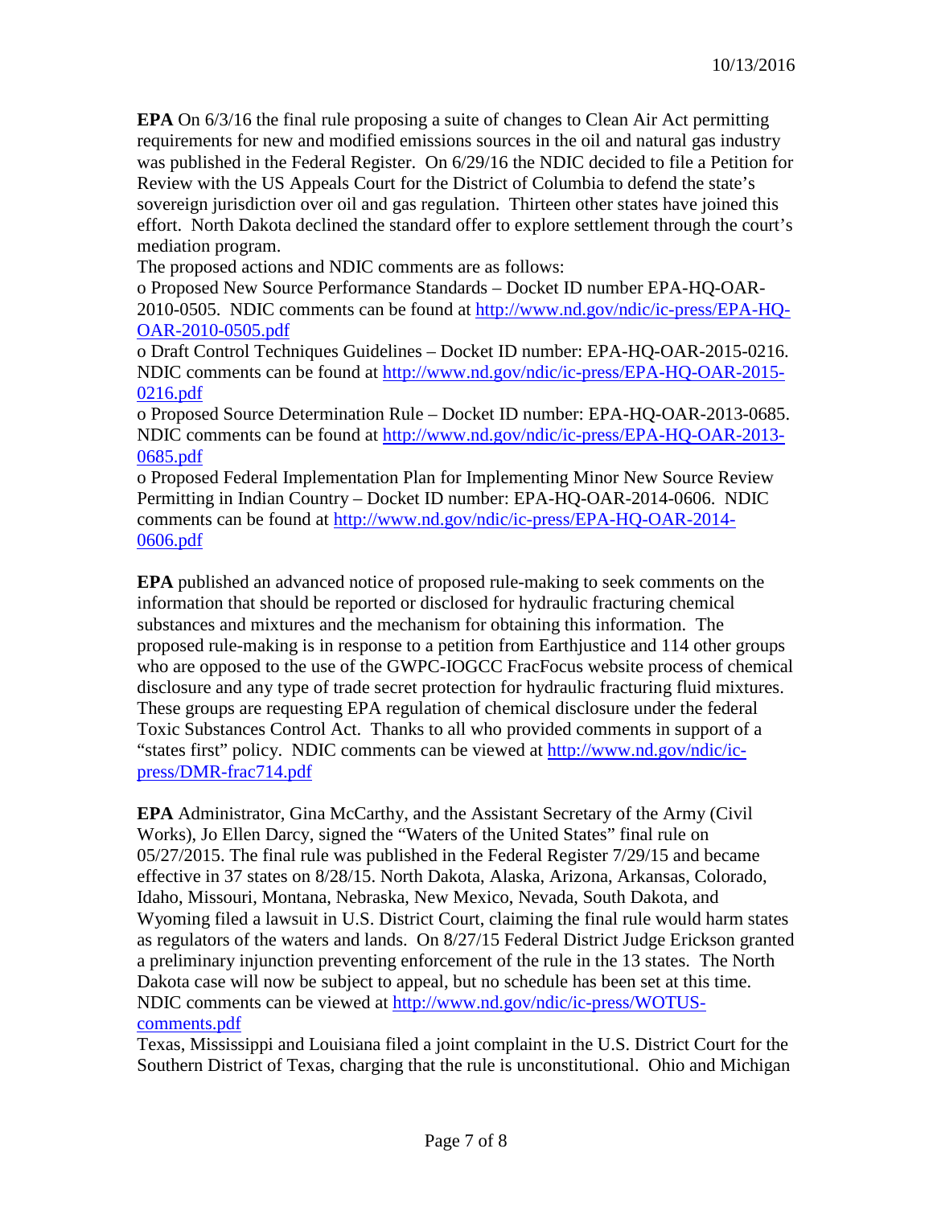**EPA** On 6/3/16 the final rule proposing a suite of changes to Clean Air Act permitting requirements for new and modified emissions sources in the oil and natural gas industry was published in the Federal Register. On 6/29/16 the NDIC decided to file a Petition for Review with the US Appeals Court for the District of Columbia to defend the state's sovereign jurisdiction over oil and gas regulation. Thirteen other states have joined this effort. North Dakota declined the standard offer to explore settlement through the court's mediation program.

The proposed actions and NDIC comments are as follows:

- Proposed New Source Performance Standards – Docket ID number EPA-HQ-OAR-2010-0505. NDIC comments can be found at [http://www.nd.gov/ndic/ic-press/EPA-HQ-OAR-2010-0505.pdf](http://www.nd.gov/ndic/ic-press/EPA-HQ-OAR-2010-0505.pdf)
- Draft Control Techniques Guidelines – Docket ID number: EPA-HQ-OAR-2015-0216. NDIC comments can be found at [http://www.nd.gov/ndic/ic-press/EPA-HQ-OAR-2015-0216.pdf](http://www.nd.gov/ndic/ic-press/EPA-HQ-OAR-2015-0216.pdf)
- Proposed Source Determination Rule – Docket ID number: EPA-HQ-OAR-2013-0685. NDIC comments can be found at [http://www.nd.gov/ndic/ic-press/EPA-HQ-OAR-2013-0685.pdf](http://www.nd.gov/ndic/ic-press/EPA-HQ-OAR-2013-0685.pdf)
- Proposed Federal Implementation Plan for Implementing Minor New Source Review Permitting in Indian Country – Docket ID number: EPA-HQ-OAR-2014-0606. NDIC comments can be found at [http://www.nd.gov/ndic/ic-press/EPA-HQ-OAR-2014-0606.pdf](http://www.nd.gov/ndic/ic-press/EPA-HQ-OAR-2014-0606.pdf)

**EPA** published an advanced notice of proposed rule-making to seek comments on the information that should be reported or disclosed for hydraulic fracturing chemical substances and mixtures and the mechanism for obtaining this information. The proposed rule-making is in response to a petition from Earthjustice and 114 other groups who are opposed to the use of the GWPC-IOGCC FracFocus website process of chemical disclosure and any type of trade secret protection for hydraulic fracturing fluid mixtures. These groups are requesting EPA regulation of chemical disclosure under the federal Toxic Substances Control Act. Thanks to all who provided comments in support of a "states first" policy. NDIC comments can be viewed at [http://www.nd.gov/ndic/ic-press/DMR-frac714.pdf](http://www.nd.gov/ndic/ic-press/DMR-frac714.pdf)

**EPA** Administrator, Gina McCarthy, and the Assistant Secretary of the Army (Civil Works), Jo Ellen Darcy, signed the "Waters of the United States" final rule on 05/27/2015. The final rule was published in the Federal Register 7/29/15 and became effective in 37 states on 8/28/15. North Dakota, Alaska, Arizona, Arkansas, Colorado, Idaho, Missouri, Montana, Nebraska, New Mexico, Nevada, South Dakota, and Wyoming filed a lawsuit in U.S. District Court, claiming the final rule would harm states as regulators of the waters and lands. On 8/27/15 Federal District Judge Erickson granted a preliminary injunction preventing enforcement of the rule in the 13 states. The North Dakota case will now be subject to appeal, but no schedule has been set at this time. NDIC comments can be viewed at [http://www.nd.gov/ndic/ic-press/WOTUS-comments.pdf](http://www.nd.gov/ndic/ic-press/WOTUS-comments.pdf)

Texas, Mississippi and Louisiana filed a joint complaint in the U.S. District Court for the Southern District of Texas, charging that the rule is unconstitutional. Ohio and Michigan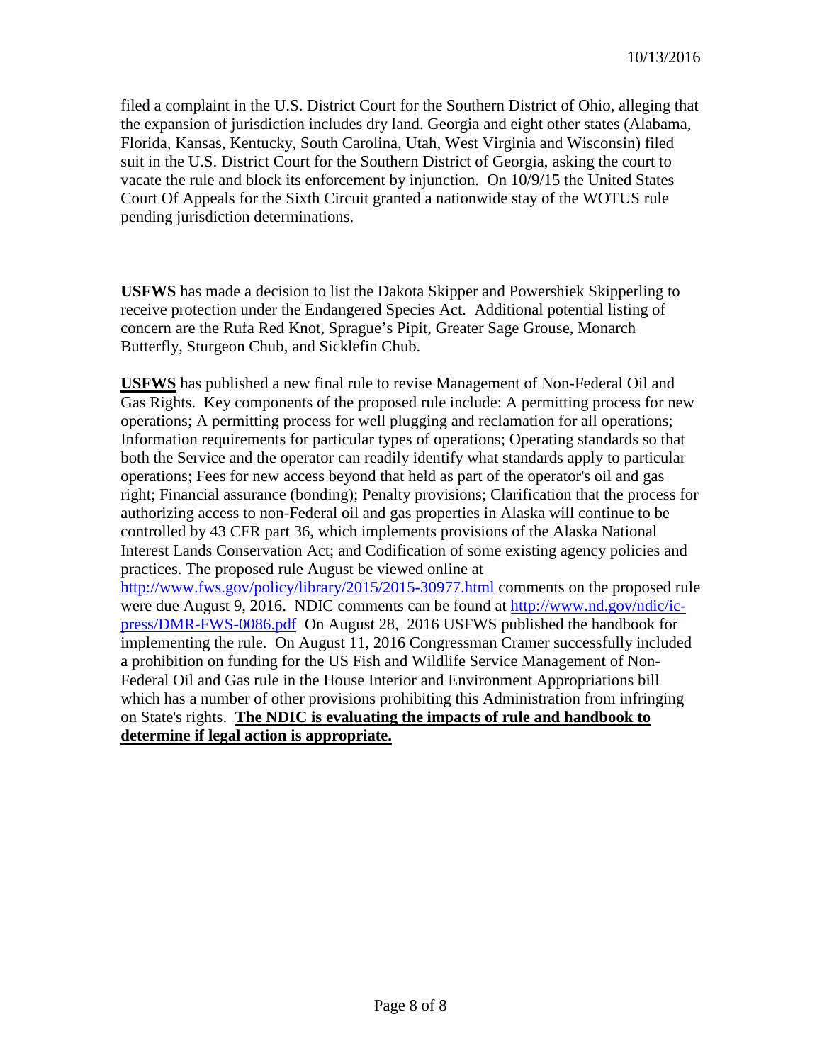filed a complaint in the U.S. District Court for the Southern District of Ohio, alleging that the expansion of jurisdiction includes dry land. Georgia and eight other states (Alabama, Florida, Kansas, Kentucky, South Carolina, Utah, West Virginia and Wisconsin) filed suit in the U.S. District Court for the Southern District of Georgia, asking the court to vacate the rule and block its enforcement by injunction. On 10/9/15 the United States Court Of Appeals for the Sixth Circuit granted a nationwide stay of the WOTUS rule pending jurisdiction determinations.

**USFWS** has made a decision to list the Dakota Skipper and Powershiek Skipperling to receive protection under the Endangered Species Act. Additional potential listing of concern are the Rufa Red Knot, Sprague's Pipit, Greater Sage Grouse, Monarch Butterfly, Sturgeon Chub, and Sicklefin Chub.

**USFWS** has published a new final rule to revise Management of Non-Federal Oil and Gas Rights. Key components of the proposed rule include: A permitting process for new operations; A permitting process for well plugging and reclamation for all operations; Information requirements for particular types of operations; Operating standards so that both the Service and the operator can readily identify what standards apply to particular operations; Fees for new access beyond that held as part of the operator's oil and gas right; Financial assurance (bonding); Penalty provisions; Clarification that the process for authorizing access to non-Federal oil and gas properties in Alaska will continue to be controlled by 43 CFR part 36, which implements provisions of the Alaska National Interest Lands Conservation Act; and Codification of some existing agency policies and practices. The proposed rule August be viewed online at http://www.fws.gov/policy/library/2015/2015-30977.html comments on the proposed rule were due August 9, 2016. NDIC comments can be found at http://www.nd.gov/ndic/ic-press/DMR-FWS-0086.pdf On August 28, 2016 USFWS published the handbook for implementing the rule. On August 11, 2016 Congressman Cramer successfully included a prohibition on funding for the US Fish and Wildlife Service Management of Non-Federal Oil and Gas rule in the House Interior and Environment Appropriations bill which has a number of other provisions prohibiting this Administration from infringing on State's rights. **The NDIC is evaluating the impacts of rule and handbook to determine if legal action is appropriate.**